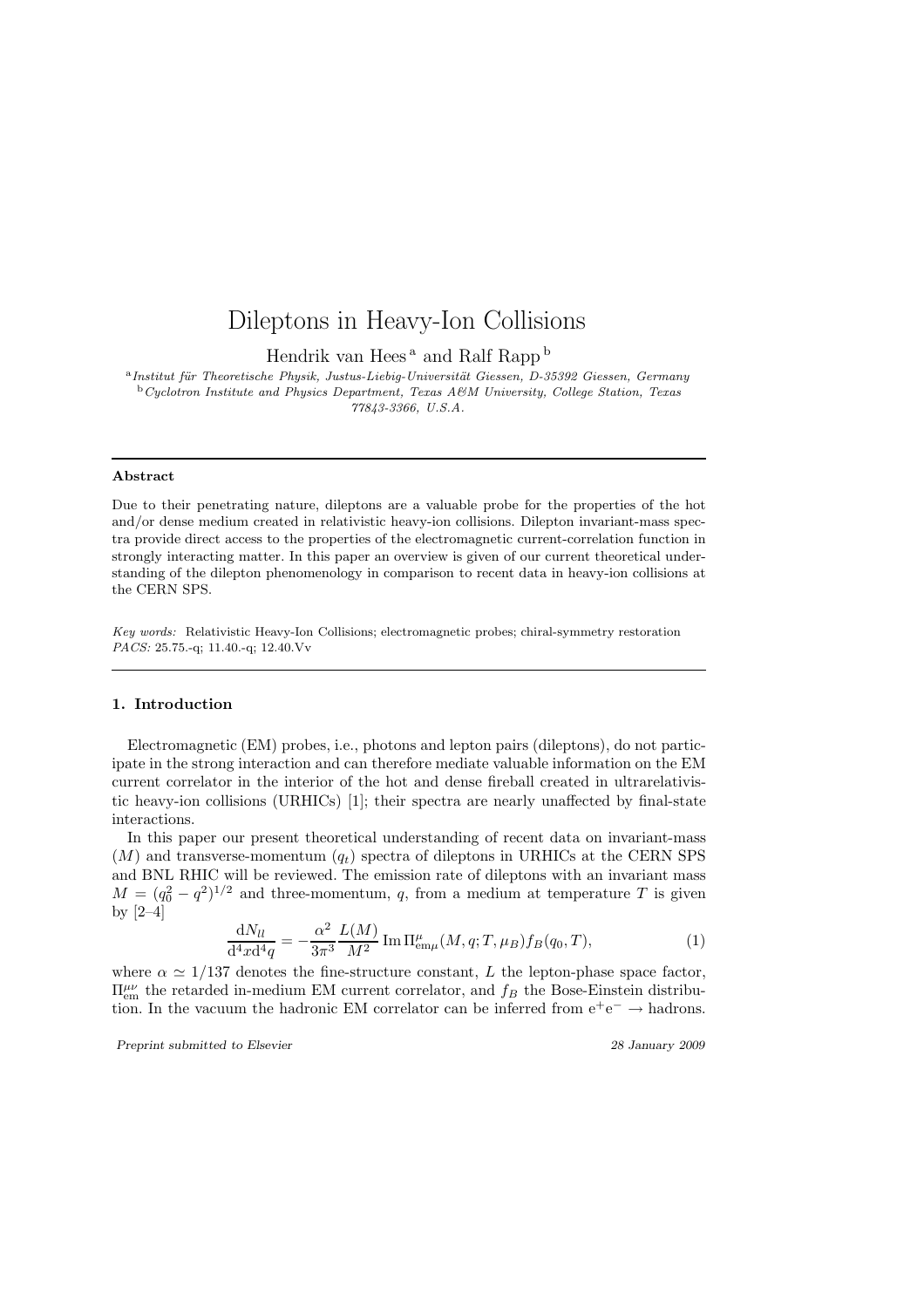# Dileptons in Heavy-Ion Collisions

Hendrik van Hees [a] and Ralf Rapp [b]

[a] *Institut für Theoretische Physik, Justus-Liebig-Universität Giessen, D-35392 Giessen, Germany*
[b] *Cyclotron Institute and Physics Department, Texas A&M University, College Station, Texas 77843-3366, U.S.A.*

---

**Abstract**

Due to their penetrating nature, dileptons are a valuable probe for the properties of the hot and/or dense medium created in relativistic heavy-ion collisions. Dilepton invariant-mass spectra provide direct access to the properties of the electromagnetic current-correlation function in strongly interacting matter. In this paper an overview is given of our current theoretical understanding of the dilepton phenomenology in comparison to recent data in heavy-ion collisions at the CERN SPS.

*Key words:* Relativistic Heavy-Ion Collisions; electromagnetic probes; chiral-symmetry restoration
*PACS:* 25.75.-q; 11.40.-q; 12.40.Vv

---

## 1. Introduction

Electromagnetic (EM) probes, i.e., photons and lepton pairs (dileptons), do not participate in the strong interaction and can therefore mediate valuable information on the EM current correlator in the interior of the hot and dense fireball created in ultrarelativistic heavy-ion collisions (URHICs) [1]; their spectra are nearly unaffected by final-state interactions.

In this paper our present theoretical understanding of recent data on invariant-mass ($M$) and transverse-momentum ($q_t$) spectra of dileptons in URHICs at the CERN SPS and BNL RHIC will be reviewed. The emission rate of dileptons with an invariant mass $M = (q_0^2 - q^2)^{1/2}$ and three-momentum, $q$, from a medium at temperature $T$ is given by [2–4]

$$\frac{\mathrm{d}N_{ll}}{\mathrm{d}^4x\mathrm{d}^4q} = -\frac{\alpha^2}{3\pi^3}\frac{L(M)}{M^2}\,\mathrm{Im}\,\Pi^{\mu}_{\mathrm{em}\mu}(M,q;T,\mu_B)f_B(q_0,T), \tag{1}$$

where $\alpha \simeq 1/137$ denotes the fine-structure constant, $L$ the lepton-phase space factor, $\Pi^{\mu\nu}_{\mathrm{em}}$ the retarded in-medium EM current correlator, and $f_B$ the Bose-Einstein distribution. In the vacuum the hadronic EM correlator can be inferred from $\mathrm{e}^+\mathrm{e}^- \rightarrow$ hadrons.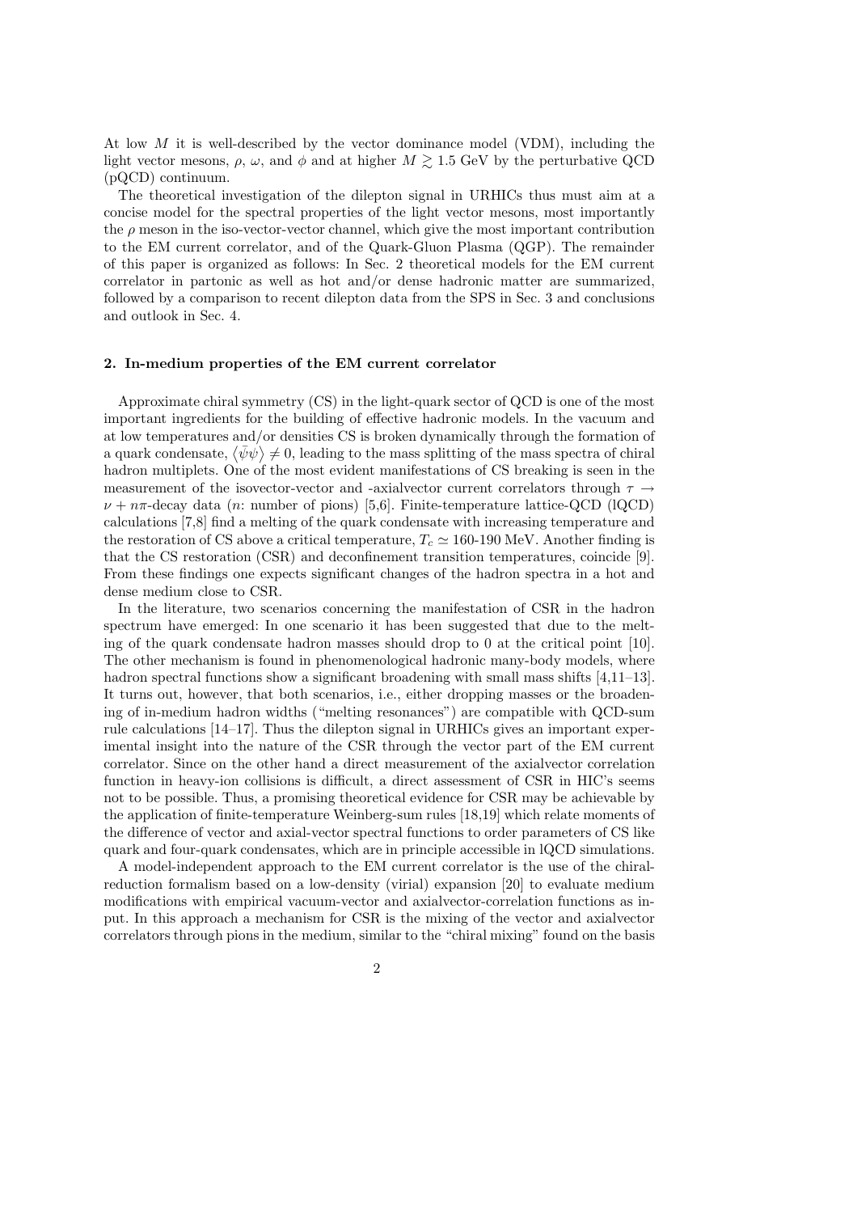At low $M$ it is well-described by the vector dominance model (VDM), including the light vector mesons, $\rho$, $\omega$, and $\phi$ and at higher $M \gtrsim 1.5$ GeV by the perturbative QCD (pQCD) continuum.

The theoretical investigation of the dilepton signal in URHICs thus must aim at a concise model for the spectral properties of the light vector mesons, most importantly the $\rho$ meson in the iso-vector-vector channel, which give the most important contribution to the EM current correlator, and of the Quark-Gluon Plasma (QGP). The remainder of this paper is organized as follows: In Sec. 2 theoretical models for the EM current correlator in partonic as well as hot and/or dense hadronic matter are summarized, followed by a comparison to recent dilepton data from the SPS in Sec. 3 and conclusions and outlook in Sec. 4.

## 2. In-medium properties of the EM current correlator

Approximate chiral symmetry (CS) in the light-quark sector of QCD is one of the most important ingredients for the building of effective hadronic models. In the vacuum and at low temperatures and/or densities CS is broken dynamically through the formation of a quark condensate, $\langle \bar{\psi}\psi \rangle \neq 0$, leading to the mass splitting of the mass spectra of chiral hadron multiplets. One of the most evident manifestations of CS breaking is seen in the measurement of the isovector-vector and -axialvector current correlators through $\tau \rightarrow \nu + n\pi$-decay data ($n$: number of pions) [5,6]. Finite-temperature lattice-QCD (lQCD) calculations [7,8] find a melting of the quark condensate with increasing temperature and the restoration of CS above a critical temperature, $T_c \simeq 160$-$190$ MeV. Another finding is that the CS restoration (CSR) and deconfinement transition temperatures, coincide [9]. From these findings one expects significant changes of the hadron spectra in a hot and dense medium close to CSR.

In the literature, two scenarios concerning the manifestation of CSR in the hadron spectrum have emerged: In one scenario it has been suggested that due to the melting of the quark condensate hadron masses should drop to 0 at the critical point [10]. The other mechanism is found in phenomenological hadronic many-body models, where hadron spectral functions show a significant broadening with small mass shifts [4,11–13]. It turns out, however, that both scenarios, i.e., either dropping masses or the broadening of in-medium hadron widths ("melting resonances") are compatible with QCD-sum rule calculations [14–17]. Thus the dilepton signal in URHICs gives an important experimental insight into the nature of the CSR through the vector part of the EM current correlator. Since on the other hand a direct measurement of the axialvector correlation function in heavy-ion collisions is difficult, a direct assessment of CSR in HIC's seems not to be possible. Thus, a promising theoretical evidence for CSR may be achievable by the application of finite-temperature Weinberg-sum rules [18,19] which relate moments of the difference of vector and axial-vector spectral functions to order parameters of CS like quark and four-quark condensates, which are in principle accessible in lQCD simulations.

A model-independent approach to the EM current correlator is the use of the chiral-reduction formalism based on a low-density (virial) expansion [20] to evaluate medium modifications with empirical vacuum-vector and axialvector-correlation functions as input. In this approach a mechanism for CSR is the mixing of the vector and axialvector correlators through pions in the medium, similar to the "chiral mixing" found on the basis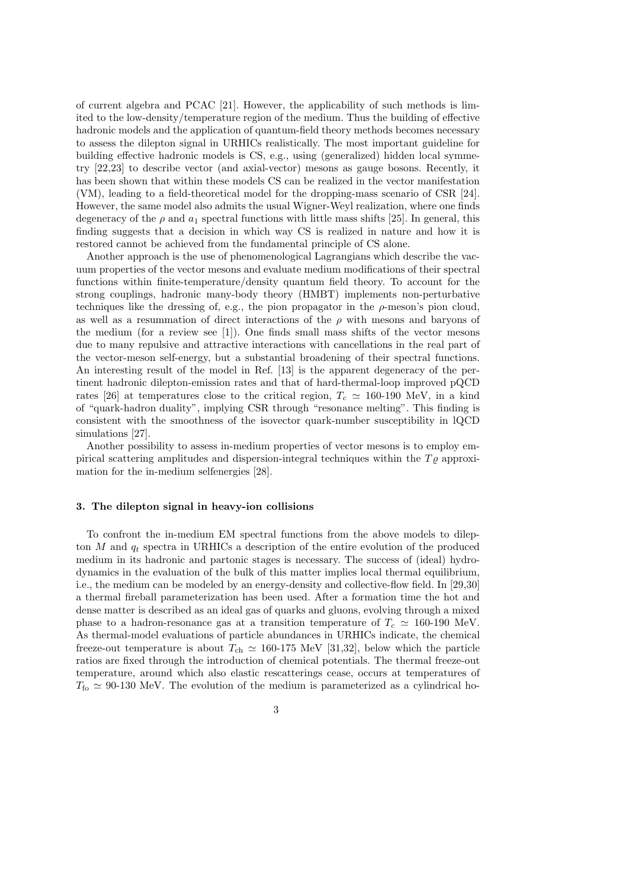of current algebra and PCAC [21]. However, the applicability of such methods is limited to the low-density/temperature region of the medium. Thus the building of effective hadronic models and the application of quantum-field theory methods becomes necessary to assess the dilepton signal in URHICs realistically. The most important guideline for building effective hadronic models is CS, e.g., using (generalized) hidden local symmetry [22,23] to describe vector (and axial-vector) mesons as gauge bosons. Recently, it has been shown that within these models CS can be realized in the vector manifestation (VM), leading to a field-theoretical model for the dropping-mass scenario of CSR [24]. However, the same model also admits the usual Wigner-Weyl realization, where one finds degeneracy of the $\rho$ and $a_1$ spectral functions with little mass shifts [25]. In general, this finding suggests that a decision in which way CS is realized in nature and how it is restored cannot be achieved from the fundamental principle of CS alone.

Another approach is the use of phenomenological Lagrangians which describe the vacuum properties of the vector mesons and evaluate medium modifications of their spectral functions within finite-temperature/density quantum field theory. To account for the strong couplings, hadronic many-body theory (HMBT) implements non-perturbative techniques like the dressing of, e.g., the pion propagator in the $\rho$-meson's pion cloud, as well as a resummation of direct interactions of the $\rho$ with mesons and baryons of the medium (for a review see [1]). One finds small mass shifts of the vector mesons due to many repulsive and attractive interactions with cancellations in the real part of the vector-meson self-energy, but a substantial broadening of their spectral functions. An interesting result of the model in Ref. [13] is the apparent degeneracy of the pertinent hadronic dilepton-emission rates and that of hard-thermal-loop improved pQCD rates [26] at temperatures close to the critical region, $T_c \simeq$ 160-190 MeV, in a kind of "quark-hadron duality", implying CSR through "resonance melting". This finding is consistent with the smoothness of the isovector quark-number susceptibility in lQCD simulations [27].

Another possibility to assess in-medium properties of vector mesons is to employ empirical scattering amplitudes and dispersion-integral techniques within the $T\varrho$ approximation for the in-medium selfenergies [28].

### 3. The dilepton signal in heavy-ion collisions

To confront the in-medium EM spectral functions from the above models to dilepton $M$ and $q_t$ spectra in URHICs a description of the entire evolution of the produced medium in its hadronic and partonic stages is necessary. The success of (ideal) hydrodynamics in the evaluation of the bulk of this matter implies local thermal equilibrium, i.e., the medium can be modeled by an energy-density and collective-flow field. In [29,30] a thermal fireball parameterization has been used. After a formation time the hot and dense matter is described as an ideal gas of quarks and gluons, evolving through a mixed phase to a hadron-resonance gas at a transition temperature of $T_c \simeq$ 160-190 MeV. As thermal-model evaluations of particle abundances in URHICs indicate, the chemical freeze-out temperature is about $T_{\text{ch}} \simeq$ 160-175 MeV [31,32], below which the particle ratios are fixed through the introduction of chemical potentials. The thermal freeze-out temperature, around which also elastic rescatterings cease, occurs at temperatures of $T_{\text{fo}} \simeq$ 90-130 MeV. The evolution of the medium is parameterized as a cylindrical ho-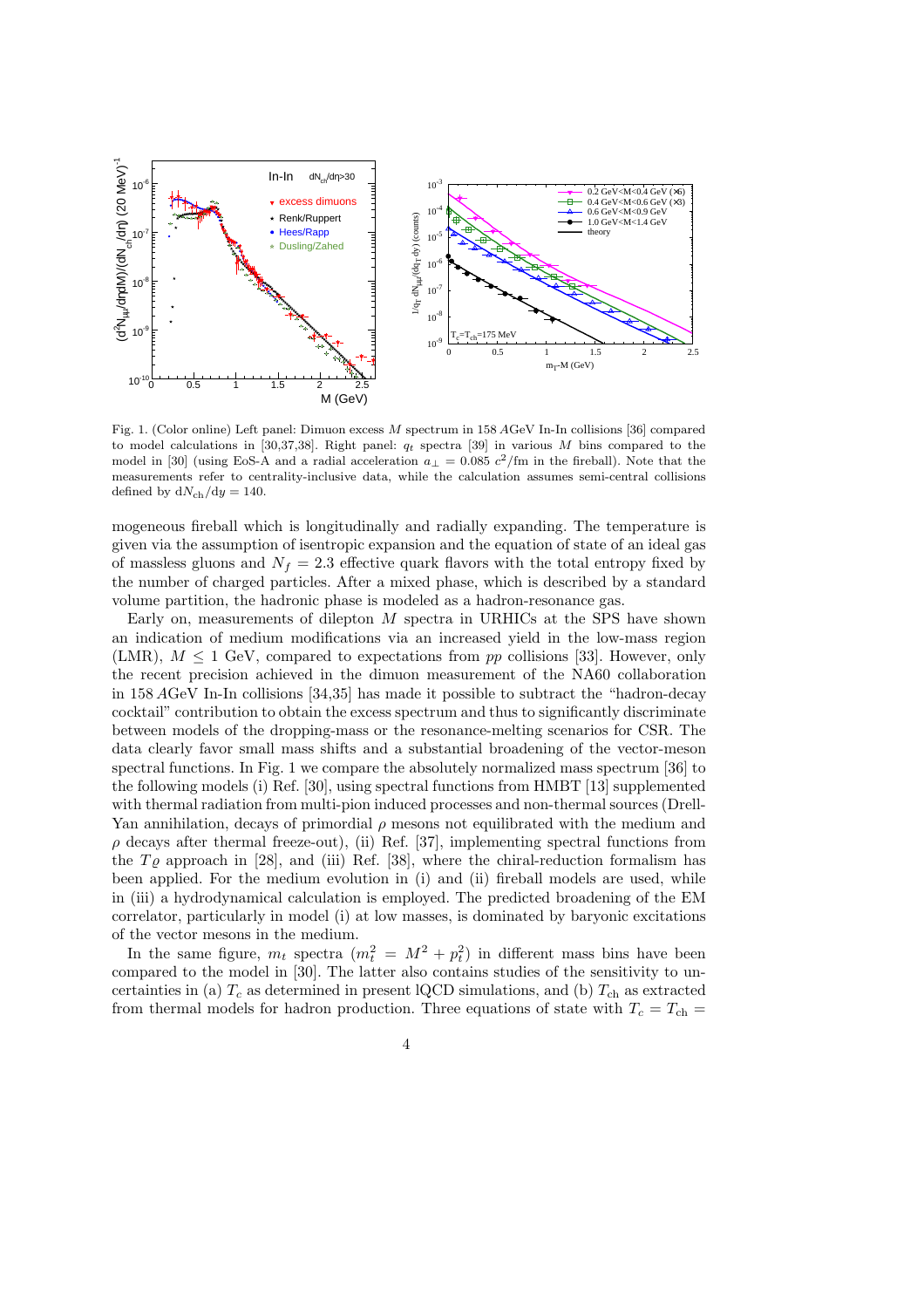Fig. 1. (Color online) Left panel: Dimuon excess $M$ spectrum in 158 $A$GeV In-In collisions [36] compared to model calculations in [30,37,38]. Right panel: $q_t$ spectra [39] in various $M$ bins compared to the model in [30] (using EoS-A and a radial acceleration $a_\perp = 0.085\ c^2$/fm in the fireball). Note that the measurements refer to centrality-inclusive data, while the calculation assumes semi-central collisions defined by $\mathrm{d}N_{\mathrm{ch}}/\mathrm{d}y = 140$.

mogeneous fireball which is longitudinally and radially expanding. The temperature is given via the assumption of isentropic expansion and the equation of state of an ideal gas of massless gluons and $N_f = 2.3$ effective quark flavors with the total entropy fixed by the number of charged particles. After a mixed phase, which is described by a standard volume partition, the hadronic phase is modeled as a hadron-resonance gas.

Early on, measurements of dilepton $M$ spectra in URHICs at the SPS have shown an indication of medium modifications via an increased yield in the low-mass region (LMR), $M \leq 1$ GeV, compared to expectations from $pp$ collisions [33]. However, only the recent precision achieved in the dimuon measurement of the NA60 collaboration in 158 $A$GeV In-In collisions [34,35] has made it possible to subtract the "hadron-decay cocktail" contribution to obtain the excess spectrum and thus to significantly discriminate between models of the dropping-mass or the resonance-melting scenarios for CSR. The data clearly favor small mass shifts and a substantial broadening of the vector-meson spectral functions. In Fig. 1 we compare the absolutely normalized mass spectrum [36] to the following models (i) Ref. [30], using spectral functions from HMBT [13] supplemented with thermal radiation from multi-pion induced processes and non-thermal sources (Drell-Yan annihilation, decays of primordial $\rho$ mesons not equilibrated with the medium and $\rho$ decays after thermal freeze-out), (ii) Ref. [37], implementing spectral functions from the $T\varrho$ approach in [28], and (iii) Ref. [38], where the chiral-reduction formalism has been applied. For the medium evolution in (i) and (ii) fireball models are used, while in (iii) a hydrodynamical calculation is employed. The predicted broadening of the EM correlator, particularly in model (i) at low masses, is dominated by baryonic excitations of the vector mesons in the medium.

In the same figure, $m_t$ spectra ($m_t^2 = M^2 + p_t^2$) in different mass bins have been compared to the model in [30]. The latter also contains studies of the sensitivity to uncertainties in (a) $T_c$ as determined in present lQCD simulations, and (b) $T_{\mathrm{ch}}$ as extracted from thermal models for hadron production. Three equations of state with $T_c = T_{\mathrm{ch}} =$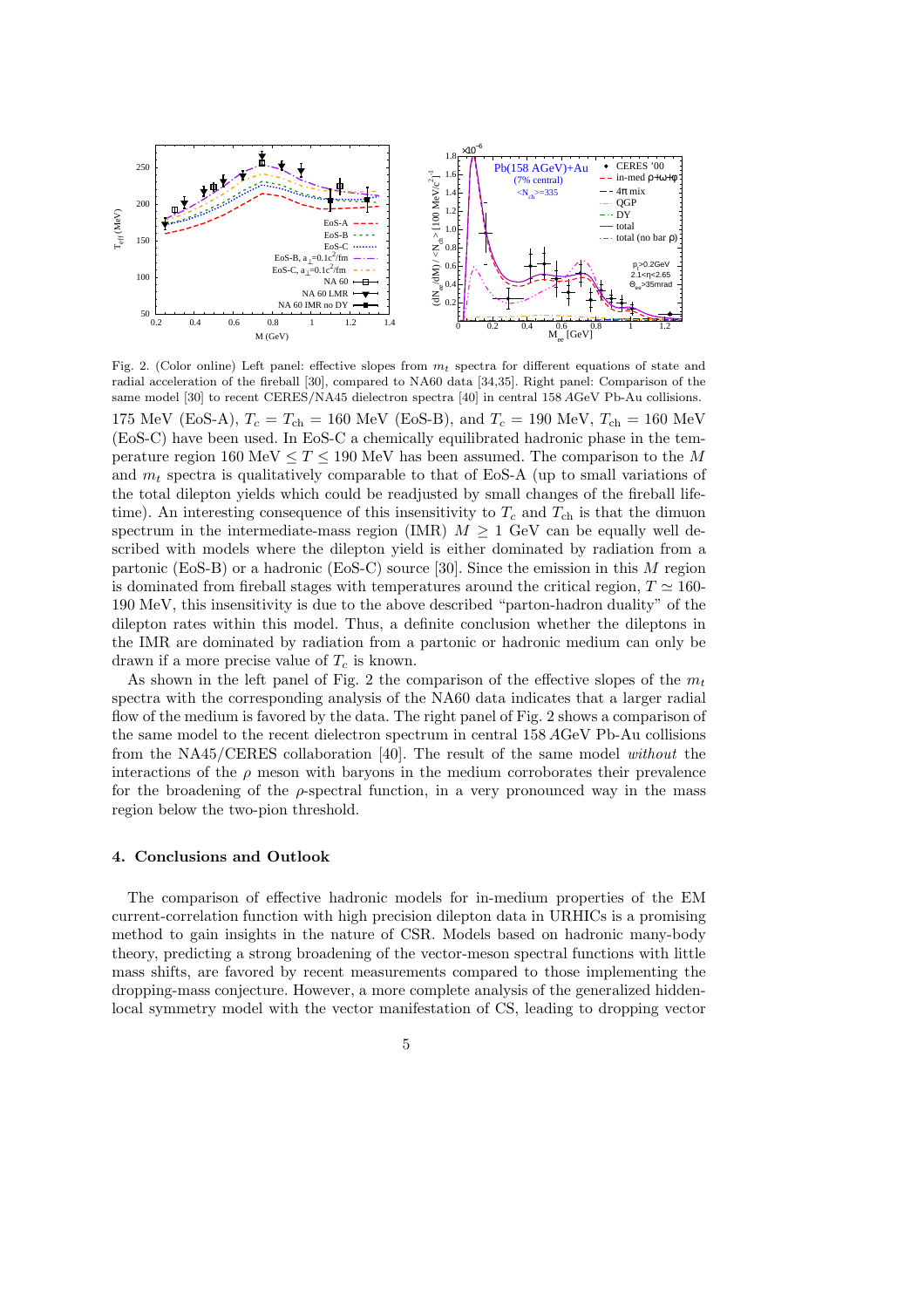Fig. 2. (Color online) Left panel: effective slopes from $m_t$ spectra for different equations of state and radial acceleration of the fireball [30], compared to NA60 data [34,35]. Right panel: Comparison of the same model [30] to recent CERES/NA45 dielectron spectra [40] in central 158 $A$GeV Pb-Au collisions.

175 MeV (EoS-A), $T_c = T_{\text{ch}} = 160$ MeV (EoS-B), and $T_c = 190$ MeV, $T_{\text{ch}} = 160$ MeV (EoS-C) have been used. In EoS-C a chemically equilibrated hadronic phase in the temperature region 160 MeV $\leq T \leq$ 190 MeV has been assumed. The comparison to the $M$ and $m_t$ spectra is qualitatively comparable to that of EoS-A (up to small variations of the total dilepton yields which could be readjusted by small changes of the fireball lifetime). An interesting consequence of this insensitivity to $T_c$ and $T_{\text{ch}}$ is that the dimuon spectrum in the intermediate-mass region (IMR) $M \geq 1$ GeV can be equally well described with models where the dilepton yield is either dominated by radiation from a partonic (EoS-B) or a hadronic (EoS-C) source [30]. Since the emission in this $M$ region is dominated from fireball stages with temperatures around the critical region, $T \simeq$ 160-190 MeV, this insensitivity is due to the above described "parton-hadron duality" of the dilepton rates within this model. Thus, a definite conclusion whether the dileptons in the IMR are dominated by radiation from a partonic or hadronic medium can only be drawn if a more precise value of $T_c$ is known.

As shown in the left panel of Fig. 2 the comparison of the effective slopes of the $m_t$ spectra with the corresponding analysis of the NA60 data indicates that a larger radial flow of the medium is favored by the data. The right panel of Fig. 2 shows a comparison of the same model to the recent dielectron spectrum in central 158 $A$GeV Pb-Au collisions from the NA45/CERES collaboration [40]. The result of the same model *without* the interactions of the $\rho$ meson with baryons in the medium corroborates their prevalence for the broadening of the $\rho$-spectral function, in a very pronounced way in the mass region below the two-pion threshold.

## 4. Conclusions and Outlook

The comparison of effective hadronic models for in-medium properties of the EM current-correlation function with high precision dilepton data in URHICs is a promising method to gain insights in the nature of CSR. Models based on hadronic many-body theory, predicting a strong broadening of the vector-meson spectral functions with little mass shifts, are favored by recent measurements compared to those implementing the dropping-mass conjecture. However, a more complete analysis of the generalized hidden-local symmetry model with the vector manifestation of CS, leading to dropping vector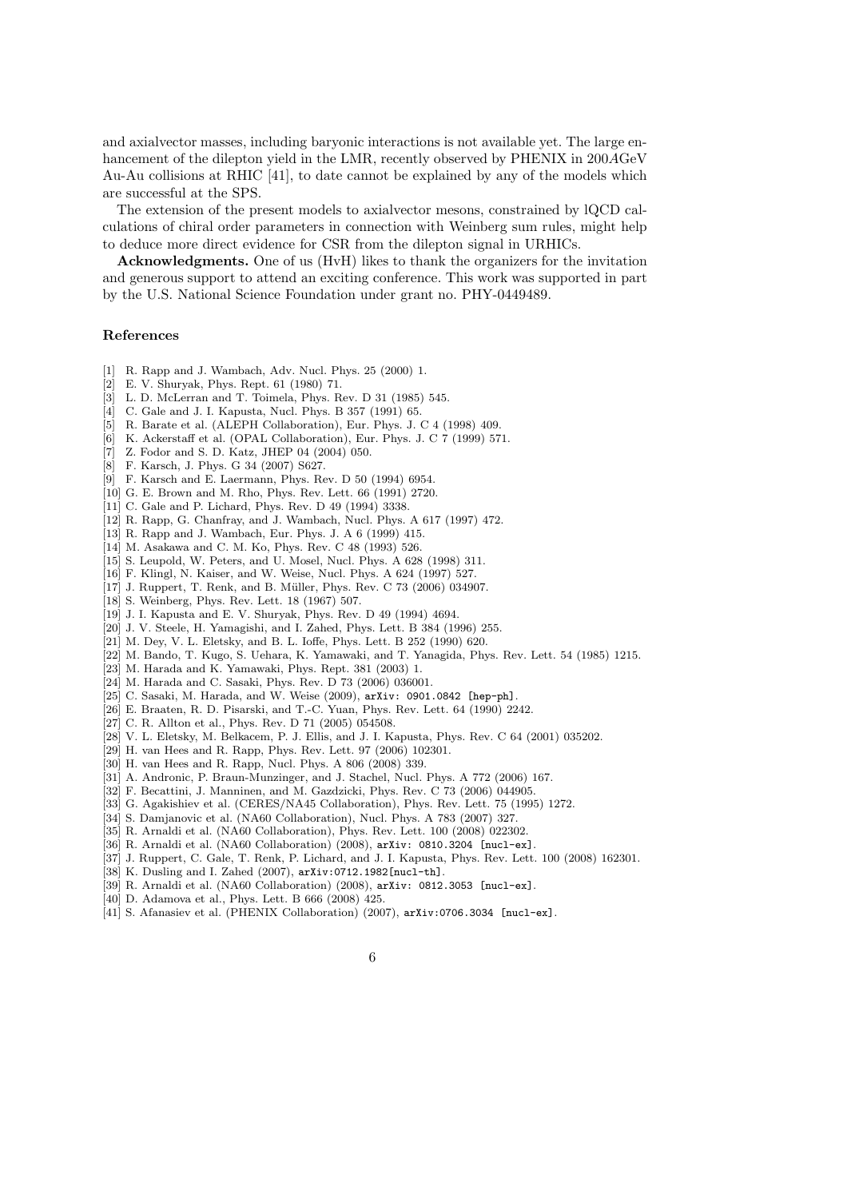and axialvector masses, including baryonic interactions is not available yet. The large enhancement of the dilepton yield in the LMR, recently observed by PHENIX in 200$A$GeV Au-Au collisions at RHIC [41], to date cannot be explained by any of the models which are successful at the SPS.

The extension of the present models to axialvector mesons, constrained by lQCD calculations of chiral order parameters in connection with Weinberg sum rules, might help to deduce more direct evidence for CSR from the dilepton signal in URHICs.

**Acknowledgments.** One of us (HvH) likes to thank the organizers for the invitation and generous support to attend an exciting conference. This work was supported in part by the U.S. National Science Foundation under grant no. PHY-0449489.

### References

[1] R. Rapp and J. Wambach, Adv. Nucl. Phys. 25 (2000) 1.
[2] E. V. Shuryak, Phys. Rept. 61 (1980) 71.
[3] L. D. McLerran and T. Toimela, Phys. Rev. D 31 (1985) 545.
[4] C. Gale and J. I. Kapusta, Nucl. Phys. B 357 (1991) 65.
[5] R. Barate et al. (ALEPH Collaboration), Eur. Phys. J. C 4 (1998) 409.
[6] K. Ackerstaff et al. (OPAL Collaboration), Eur. Phys. J. C 7 (1999) 571.
[7] Z. Fodor and S. D. Katz, JHEP 04 (2004) 050.
[8] F. Karsch, J. Phys. G 34 (2007) S627.
[9] F. Karsch and E. Laermann, Phys. Rev. D 50 (1994) 6954.
[10] G. E. Brown and M. Rho, Phys. Rev. Lett. 66 (1991) 2720.
[11] C. Gale and P. Lichard, Phys. Rev. D 49 (1994) 3338.
[12] R. Rapp, G. Chanfray, and J. Wambach, Nucl. Phys. A 617 (1997) 472.
[13] R. Rapp and J. Wambach, Eur. Phys. J. A 6 (1999) 415.
[14] M. Asakawa and C. M. Ko, Phys. Rev. C 48 (1993) 526.
[15] S. Leupold, W. Peters, and U. Mosel, Nucl. Phys. A 628 (1998) 311.
[16] F. Klingl, N. Kaiser, and W. Weise, Nucl. Phys. A 624 (1997) 527.
[17] J. Ruppert, T. Renk, and B. Müller, Phys. Rev. C 73 (2006) 034907.
[18] S. Weinberg, Phys. Rev. Lett. 18 (1967) 507.
[19] J. I. Kapusta and E. V. Shuryak, Phys. Rev. D 49 (1994) 4694.
[20] J. V. Steele, H. Yamagishi, and I. Zahed, Phys. Lett. B 384 (1996) 255.
[21] M. Dey, V. L. Eletsky, and B. L. Ioffe, Phys. Lett. B 252 (1990) 620.
[22] M. Bando, T. Kugo, S. Uehara, K. Yamawaki, and T. Yanagida, Phys. Rev. Lett. 54 (1985) 1215.
[23] M. Harada and K. Yamawaki, Phys. Rept. 381 (2003) 1.
[24] M. Harada and C. Sasaki, Phys. Rev. D 73 (2006) 036001.
[25] C. Sasaki, M. Harada, and W. Weise (2009), arXiv: 0901.0842 [hep-ph].
[26] E. Braaten, R. D. Pisarski, and T.-C. Yuan, Phys. Rev. Lett. 64 (1990) 2242.
[27] C. R. Allton et al., Phys. Rev. D 71 (2005) 054508.
[28] V. L. Eletsky, M. Belkacem, P. J. Ellis, and J. I. Kapusta, Phys. Rev. C 64 (2001) 035202.
[29] H. van Hees and R. Rapp, Phys. Rev. Lett. 97 (2006) 102301.
[30] H. van Hees and R. Rapp, Nucl. Phys. A 806 (2008) 339.
[31] A. Andronic, P. Braun-Munzinger, and J. Stachel, Nucl. Phys. A 772 (2006) 167.
[32] F. Becattini, J. Manninen, and M. Gazdzicki, Phys. Rev. C 73 (2006) 044905.
[33] G. Agakishiev et al. (CERES/NA45 Collaboration), Phys. Rev. Lett. 75 (1995) 1272.
[34] S. Damjanovic et al. (NA60 Collaboration), Nucl. Phys. A 783 (2007) 327.
[35] R. Arnaldi et al. (NA60 Collaboration), Phys. Rev. Lett. 100 (2008) 022302.
[36] R. Arnaldi et al. (NA60 Collaboration) (2008), arXiv: 0810.3204 [nucl-ex].
[37] J. Ruppert, C. Gale, T. Renk, P. Lichard, and J. I. Kapusta, Phys. Rev. Lett. 100 (2008) 162301.
[38] K. Dusling and I. Zahed (2007), arXiv:0712.1982[nucl-th].
[39] R. Arnaldi et al. (NA60 Collaboration) (2008), arXiv: 0812.3053 [nucl-ex].
[40] D. Adamova et al., Phys. Lett. B 666 (2008) 425.
[41] S. Afanasiev et al. (PHENIX Collaboration) (2007), arXiv:0706.3034 [nucl-ex].